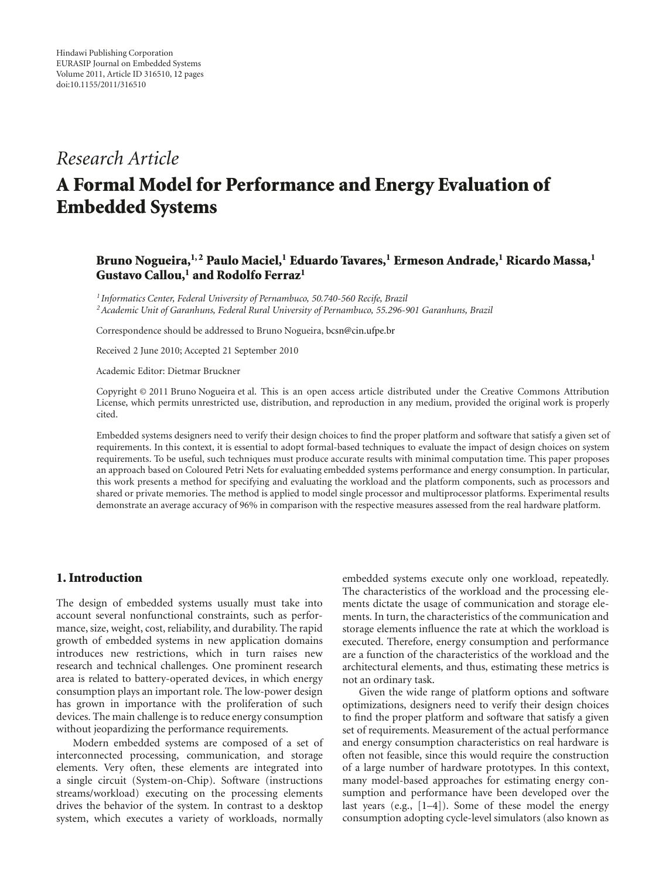Hindawi Publishing Corporation
EURASIP Journal on Embedded Systems
Volume 2011, Article ID 316510, 12 pages
doi:10.1155/2011/316510

*Research Article*

# A Formal Model for Performance and Energy Evaluation of Embedded Systems

**Bruno Nogueira,[1,2] Paulo Maciel,[1] Eduardo Tavares,[1] Ermeson Andrade,[1] Ricardo Massa,[1] Gustavo Callou,[1] and Rodolfo Ferraz[1]**

[1] *Informatics Center, Federal University of Pernambuco, 50.740-560 Recife, Brazil*
[2] *Academic Unit of Garanhuns, Federal Rural University of Pernambuco, 55.296-901 Garanhuns, Brazil*

Correspondence should be addressed to Bruno Nogueira, bcsn@cin.ufpe.br

Received 2 June 2010; Accepted 21 September 2010

Academic Editor: Dietmar Bruckner

Copyright © 2011 Bruno Nogueira et al. This is an open access article distributed under the Creative Commons Attribution License, which permits unrestricted use, distribution, and reproduction in any medium, provided the original work is properly cited.

Embedded systems designers need to verify their design choices to find the proper platform and software that satisfy a given set of requirements. In this context, it is essential to adopt formal-based techniques to evaluate the impact of design choices on system requirements. To be useful, such techniques must produce accurate results with minimal computation time. This paper proposes an approach based on Coloured Petri Nets for evaluating embedded systems performance and energy consumption. In particular, this work presents a method for specifying and evaluating the workload and the platform components, such as processors and shared or private memories. The method is applied to model single processor and multiprocessor platforms. Experimental results demonstrate an average accuracy of 96% in comparison with the respective measures assessed from the real hardware platform.

## 1. Introduction

The design of embedded systems usually must take into account several nonfunctional constraints, such as performance, size, weight, cost, reliability, and durability. The rapid growth of embedded systems in new application domains introduces new restrictions, which in turn raises new research and technical challenges. One prominent research area is related to battery-operated devices, in which energy consumption plays an important role. The low-power design has grown in importance with the proliferation of such devices. The main challenge is to reduce energy consumption without jeopardizing the performance requirements.

Modern embedded systems are composed of a set of interconnected processing, communication, and storage elements. Very often, these elements are integrated into a single circuit (System-on-Chip). Software (instructions streams/workload) executing on the processing elements drives the behavior of the system. In contrast to a desktop system, which executes a variety of workloads, normally embedded systems execute only one workload, repeatedly. The characteristics of the workload and the processing elements dictate the usage of communication and storage elements. In turn, the characteristics of the communication and storage elements influence the rate at which the workload is executed. Therefore, energy consumption and performance are a function of the characteristics of the workload and the architectural elements, and thus, estimating these metrics is not an ordinary task.

Given the wide range of platform options and software optimizations, designers need to verify their design choices to find the proper platform and software that satisfy a given set of requirements. Measurement of the actual performance and energy consumption characteristics on real hardware is often not feasible, since this would require the construction of a large number of hardware prototypes. In this context, many model-based approaches for estimating energy consumption and performance have been developed over the last years (e.g., [1–4]). Some of these model the energy consumption adopting cycle-level simulators (also known as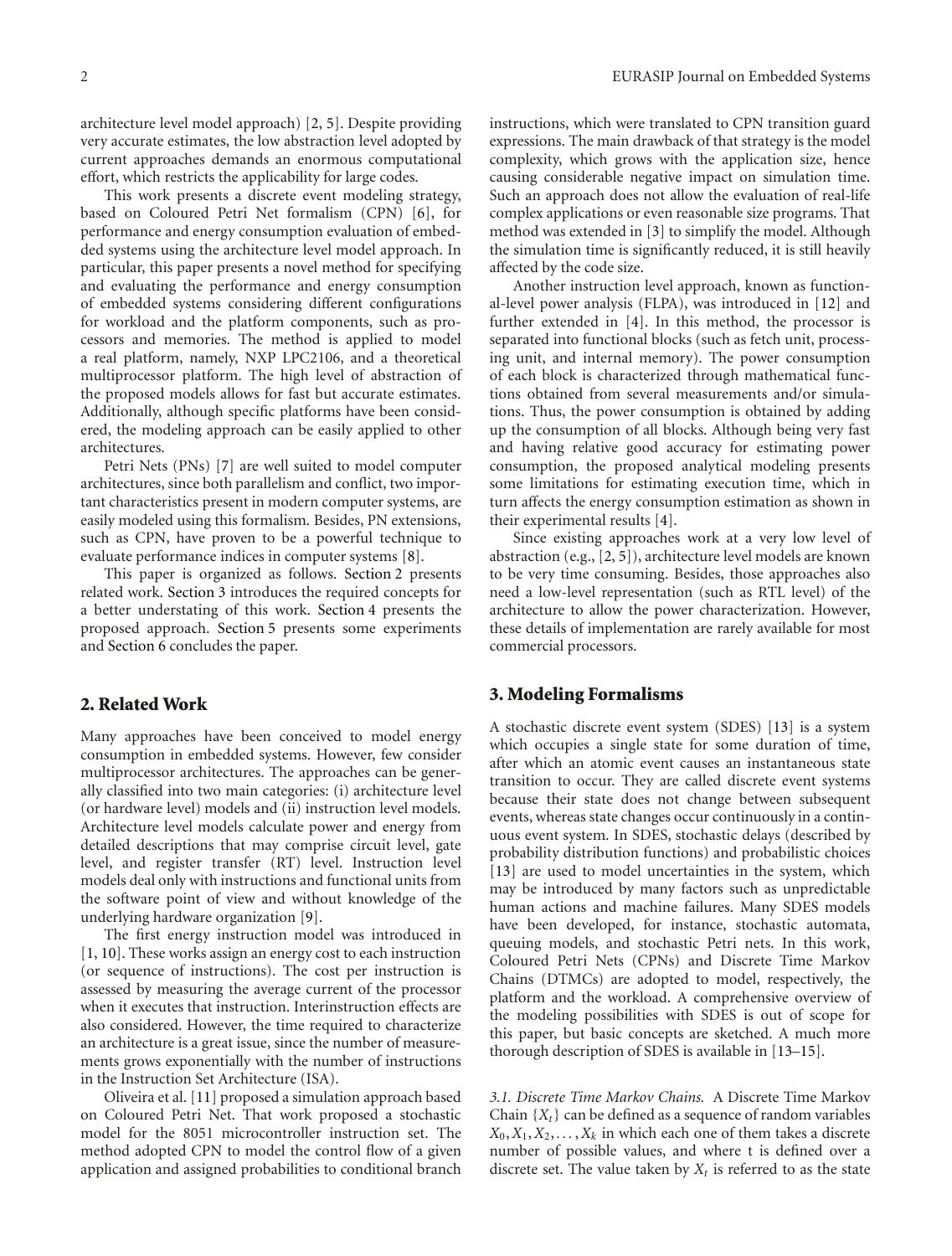architecture level model approach) [2, 5]. Despite providing very accurate estimates, the low abstraction level adopted by current approaches demands an enormous computational effort, which restricts the applicability for large codes.

This work presents a discrete event modeling strategy, based on Coloured Petri Net formalism (CPN) [6], for performance and energy consumption evaluation of embedded systems using the architecture level model approach. In particular, this paper presents a novel method for specifying and evaluating the performance and energy consumption of embedded systems considering different configurations for workload and the platform components, such as processors and memories. The method is applied to model a real platform, namely, NXP LPC2106, and a theoretical multiprocessor platform. The high level of abstraction of the proposed models allows for fast but accurate estimates. Additionally, although specific platforms have been considered, the modeling approach can be easily applied to other architectures.

Petri Nets (PNs) [7] are well suited to model computer architectures, since both parallelism and conflict, two important characteristics present in modern computer systems, are easily modeled using this formalism. Besides, PN extensions, such as CPN, have proven to be a powerful technique to evaluate performance indices in computer systems [8].

This paper is organized as follows. Section 2 presents related work. Section 3 introduces the required concepts for a better understating of this work. Section 4 presents the proposed approach. Section 5 presents some experiments and Section 6 concludes the paper.

## 2. Related Work

Many approaches have been conceived to model energy consumption in embedded systems. However, few consider multiprocessor architectures. The approaches can be generally classified into two main categories: (i) architecture level (or hardware level) models and (ii) instruction level models. Architecture level models calculate power and energy from detailed descriptions that may comprise circuit level, gate level, and register transfer (RT) level. Instruction level models deal only with instructions and functional units from the software point of view and without knowledge of the underlying hardware organization [9].

The first energy instruction model was introduced in [1, 10]. These works assign an energy cost to each instruction (or sequence of instructions). The cost per instruction is assessed by measuring the average current of the processor when it executes that instruction. Interinstruction effects are also considered. However, the time required to characterize an architecture is a great issue, since the number of measurements grows exponentially with the number of instructions in the Instruction Set Architecture (ISA).

Oliveira et al. [11] proposed a simulation approach based on Coloured Petri Net. That work proposed a stochastic model for the 8051 microcontroller instruction set. The method adopted CPN to model the control flow of a given application and assigned probabilities to conditional branch instructions, which were translated to CPN transition guard expressions. The main drawback of that strategy is the model complexity, which grows with the application size, hence causing considerable negative impact on simulation time. Such an approach does not allow the evaluation of real-life complex applications or even reasonable size programs. That method was extended in [3] to simplify the model. Although the simulation time is significantly reduced, it is still heavily affected by the code size.

Another instruction level approach, known as functional-level power analysis (FLPA), was introduced in [12] and further extended in [4]. In this method, the processor is separated into functional blocks (such as fetch unit, processing unit, and internal memory). The power consumption of each block is characterized through mathematical functions obtained from several measurements and/or simulations. Thus, the power consumption is obtained by adding up the consumption of all blocks. Although being very fast and having relative good accuracy for estimating power consumption, the proposed analytical modeling presents some limitations for estimating execution time, which in turn affects the energy consumption estimation as shown in their experimental results [4].

Since existing approaches work at a very low level of abstraction (e.g., [2, 5]), architecture level models are known to be very time consuming. Besides, those approaches also need a low-level representation (such as RTL level) of the architecture to allow the power characterization. However, these details of implementation are rarely available for most commercial processors.

## 3. Modeling Formalisms

A stochastic discrete event system (SDES) [13] is a system which occupies a single state for some duration of time, after which an atomic event causes an instantaneous state transition to occur. They are called discrete event systems because their state does not change between subsequent events, whereas state changes occur continuously in a continuous event system. In SDES, stochastic delays (described by probability distribution functions) and probabilistic choices [13] are used to model uncertainties in the system, which may be introduced by many factors such as unpredictable human actions and machine failures. Many SDES models have been developed, for instance, stochastic automata, queuing models, and stochastic Petri nets. In this work, Coloured Petri Nets (CPNs) and Discrete Time Markov Chains (DTMCs) are adopted to model, respectively, the platform and the workload. A comprehensive overview of the modeling possibilities with SDES is out of scope for this paper, but basic concepts are sketched. A much more thorough description of SDES is available in [13–15].

*3.1. Discrete Time Markov Chains.* A Discrete Time Markov Chain $\{X_t\}$ can be defined as a sequence of random variables $X_0, X_1, X_2, \ldots, X_k$ in which each one of them takes a discrete number of possible values, and where t is defined over a discrete set. The value taken by $X_t$ is referred to as the state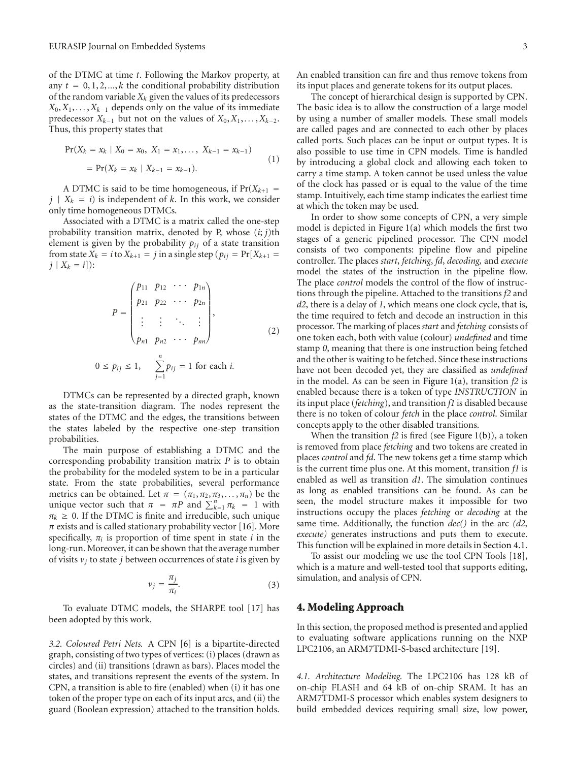of the DTMC at time $t$. Following the Markov property, at any $t = 0, 1, 2, ..., k$ the conditional probability distribution of the random variable $X_k$ given the values of its predecessors $X_0, X_1, \ldots, X_{k-1}$ depends only on the value of its immediate predecessor $X_{k-1}$ but not on the values of $X_0, X_1, \ldots, X_{k-2}$. Thus, this property states that

$$\begin{aligned}
&\Pr(X_k = x_k \mid X_0 = x_0,\ X_1 = x_1, \ldots,\ X_{k-1} = x_{k-1}) \\
&\quad = \Pr(X_k = x_k \mid X_{k-1} = x_{k-1}).
\end{aligned} \tag{1}$$

A DTMC is said to be time homogeneous, if $\Pr(X_{k+1} = j \mid X_k = i)$ is independent of $k$. In this work, we consider only time homogeneous DTMCs.

Associated with a DTMC is a matrix called the one-step probability transition matrix, denoted by P, whose $(i; j)$th element is given by the probability $p_{ij}$ of a state transition from state $X_k = i$ to $X_{k+1} = j$ in a single step ($p_{ij} = \Pr[X_{k+1} = j \mid X_k = i]$):

$$P = \begin{pmatrix} p_{11} & p_{12} & \cdots & p_{1n} \\ p_{21} & p_{22} & \cdots & p_{2n} \\ \vdots & \vdots & \ddots & \vdots \\ p_{n1} & p_{n2} & \cdots & p_{nn} \end{pmatrix},$$

$$0 \leq p_{ij} \leq 1, \qquad \sum_{j=1}^{n} p_{ij} = 1 \text{ for each } i. \tag{2}$$

DTMCs can be represented by a directed graph, known as the state-transition diagram. The nodes represent the states of the DTMC and the edges, the transitions between the states labeled by the respective one-step transition probabilities.

The main purpose of establishing a DTMC and the corresponding probability transition matrix $P$ is to obtain the probability for the modeled system to be in a particular state. From the state probabilities, several performance metrics can be obtained. Let $\pi = (\pi_1, \pi_2, \pi_3, \ldots, \pi_n)$ be the unique vector such that $\pi = \pi P$ and $\sum_{k=1}^{n} \pi_k = 1$ with $\pi_k \geq 0$. If the DTMC is finite and irreducible, such unique $\pi$ exists and is called stationary probability vector [16]. More specifically, $\pi_i$ is proportion of time spent in state $i$ in the long-run. Moreover, it can be shown that the average number of visits $v_j$ to state $j$ between occurrences of state $i$ is given by

$$v_j = \frac{\pi_j}{\pi_i}. \tag{3}$$

To evaluate DTMC models, the SHARPE tool [17] has been adopted by this work.

*3.2. Coloured Petri Nets.* A CPN [6] is a bipartite-directed graph, consisting of two types of vertices: (i) places (drawn as circles) and (ii) transitions (drawn as bars). Places model the states, and transitions represent the events of the system. In CPN, a transition is able to fire (enabled) when (i) it has one token of the proper type on each of its input arcs, and (ii) the guard (Boolean expression) attached to the transition holds. An enabled transition can fire and thus remove tokens from its input places and generate tokens for its output places.

The concept of hierarchical design is supported by CPN. The basic idea is to allow the construction of a large model by using a number of smaller models. These small models are called pages and are connected to each other by places called ports. Such places can be input or output types. It is also possible to use time in CPN models. Time is handled by introducing a global clock and allowing each token to carry a time stamp. A token cannot be used unless the value of the clock has passed or is equal to the value of the time stamp. Intuitively, each time stamp indicates the earliest time at which the token may be used.

In order to show some concepts of CPN, a very simple model is depicted in Figure 1(a) which models the first two stages of a generic pipelined processor. The CPN model consists of two components: pipeline flow and pipeline controller. The places *start*, *fetching*, *fd*, *decoding,* and *execute* model the states of the instruction in the pipeline flow. The place *control* models the control of the flow of instructions through the pipeline. Attached to the transitions *f2* and *d2*, there is a delay of *1*, which means one clock cycle, that is, the time required to fetch and decode an instruction in this processor. The marking of places *start* and *fetching* consists of one token each, both with value (colour) *undefined* and time stamp *0*, meaning that there is one instruction being fetched and the other is waiting to be fetched. Since these instructions have not been decoded yet, they are classified as *undefined* in the model. As can be seen in Figure 1(a), transition *f2* is enabled because there is a token of type *INSTRUCTION* in its input place (*fetching*), and transition *f1* is disabled because there is no token of colour *fetch* in the place *control*. Similar concepts apply to the other disabled transitions.

When the transition *f2* is fired (see Figure 1(b)), a token is removed from place *fetching* and two tokens are created in places *control* and *fd*. The new tokens get a time stamp which is the current time plus one. At this moment, transition *f1* is enabled as well as transition *d1*. The simulation continues as long as enabled transitions can be found. As can be seen, the model structure makes it impossible for two instructions occupy the places *fetching* or *decoding* at the same time. Additionally, the function *dec()* in the arc *(d2, execute)* generates instructions and puts them to execute. This function will be explained in more details in Section 4.1.

To assist our modeling we use the tool CPN Tools [18], which is a mature and well-tested tool that supports editing, simulation, and analysis of CPN.

## 4. Modeling Approach

In this section, the proposed method is presented and applied to evaluating software applications running on the NXP LPC2106, an ARM7TDMI-S-based architecture [19].

*4.1. Architecture Modeling.* The LPC2106 has 128 kB of on-chip FLASH and 64 kB of on-chip SRAM. It has an ARM7TDMI-S processor which enables system designers to build embedded devices requiring small size, low power,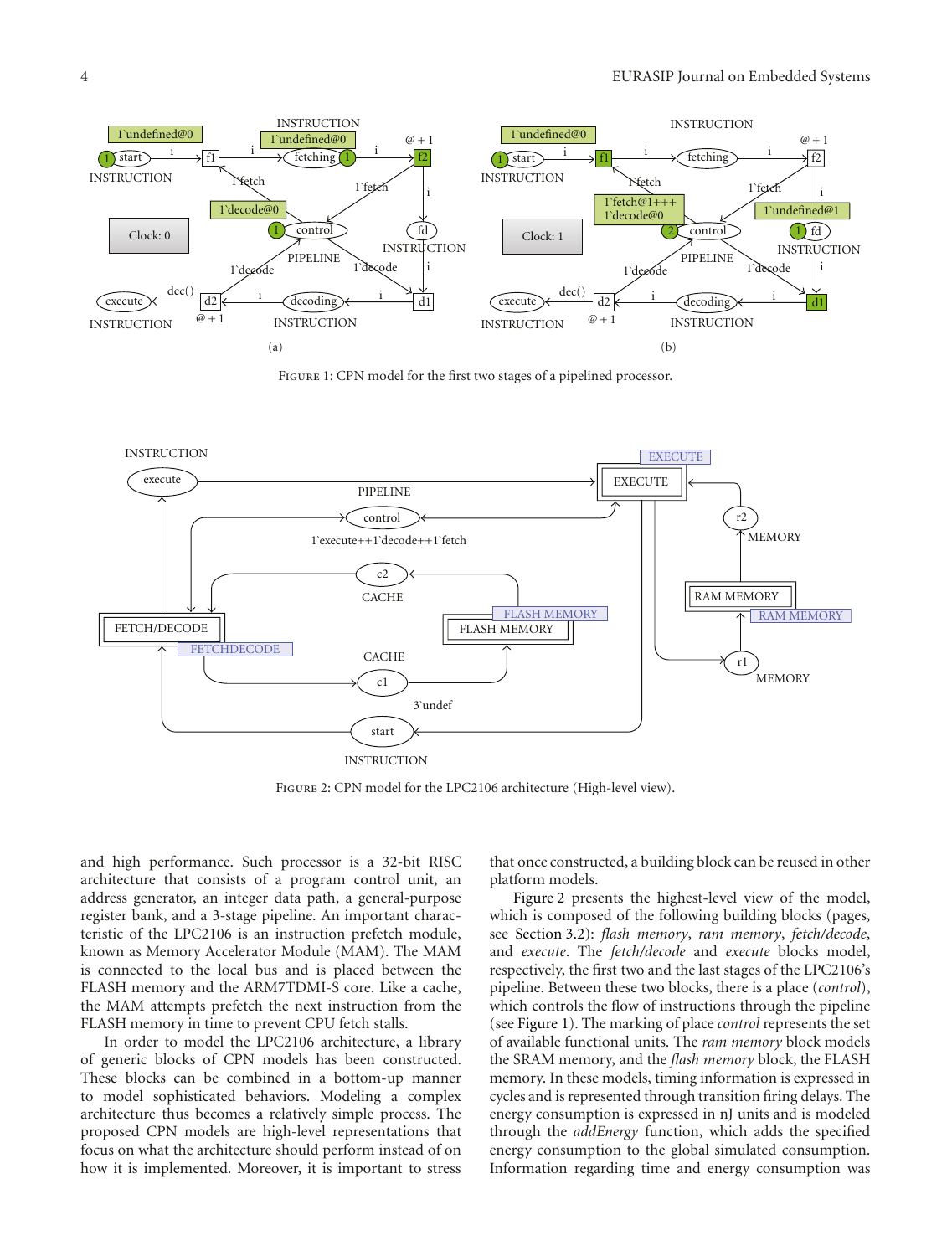FIGURE 1: CPN model for the first two stages of a pipelined processor.

FIGURE 2: CPN model for the LPC2106 architecture (High-level view).

and high performance. Such processor is a 32-bit RISC architecture that consists of a program control unit, an address generator, an integer data path, a general-purpose register bank, and a 3-stage pipeline. An important characteristic of the LPC2106 is an instruction prefetch module, known as Memory Accelerator Module (MAM). The MAM is connected to the local bus and is placed between the FLASH memory and the ARM7TDMI-S core. Like a cache, the MAM attempts prefetch the next instruction from the FLASH memory in time to prevent CPU fetch stalls.

In order to model the LPC2106 architecture, a library of generic blocks of CPN models has been constructed. These blocks can be combined in a bottom-up manner to model sophisticated behaviors. Modeling a complex architecture thus becomes a relatively simple process. The proposed CPN models are high-level representations that focus on what the architecture should perform instead of on how it is implemented. Moreover, it is important to stress that once constructed, a building block can be reused in other platform models.

Figure 2 presents the highest-level view of the model, which is composed of the following building blocks (pages, see Section 3.2): *flash memory*, *ram memory*, *fetch/decode*, and *execute*. The *fetch/decode* and *execute* blocks model, respectively, the first two and the last stages of the LPC2106's pipeline. Between these two blocks, there is a place (*control*), which controls the flow of instructions through the pipeline (see Figure 1). The marking of place *control* represents the set of available functional units. The *ram memory* block models the SRAM memory, and the *flash memory* block, the FLASH memory. In these models, timing information is expressed in cycles and is represented through transition firing delays. The energy consumption is expressed in nJ units and is modeled through the *addEnergy* function, which adds the specified energy consumption to the global simulated consumption. Information regarding time and energy consumption was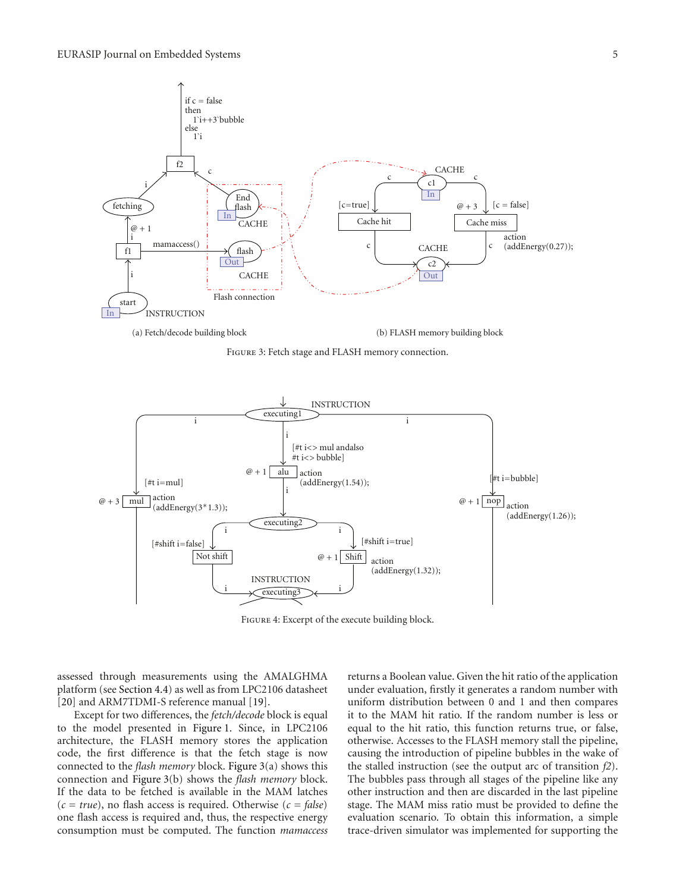if c = false
then
1`i++3`bubble
else
1`i

f2

c

i

fetching

End flash

In

CACHE

@ + 1
i

f1

mamaccess()

flash

Out

CACHE

i

start

In

INSTRUCTION

Flash connection

CACHE

c

c1

c

In

[c=true]

@ + 3

[c = false]

Cache hit

Cache miss

c

CACHE

c

action
(addEnergy(0.27));

c2

Out

(a) Fetch/decode building block

(b) FLASH memory building block

Figure 3: Fetch stage and FLASH memory connection.

INSTRUCTION

executing1

i

i

i

[#t i<> mul andalso
#t i<> bubble]

@ + 1

alu

action
(addEnergy(1.54));

[#t i=mul]

[#t i=bubble]

@ + 3

mul

action
(addEnergy(3*1.3));

i

@ + 1

nop

action
(addEnergy(1.26));

executing2

i

i

[#shift i=false]

[#shift i=true]

Not shift

@ + 1

Shift

action
(addEnergy(1.32));

INSTRUCTION

i

executing3

i

Figure 4: Excerpt of the execute building block.

assessed through measurements using the AMALGHMA platform (see Section 4.4) as well as from LPC2106 datasheet [20] and ARM7TDMI-S reference manual [19].

Except for two differences, the *fetch/decode* block is equal to the model presented in Figure 1. Since, in LPC2106 architecture, the FLASH memory stores the application code, the first difference is that the fetch stage is now connected to the *flash memory* block. Figure 3(a) shows this connection and Figure 3(b) shows the *flash memory* block. If the data to be fetched is available in the MAM latches ($c = true$), no flash access is required. Otherwise ($c = false$) one flash access is required and, thus, the respective energy consumption must be computed. The function *mamaccess* returns a Boolean value. Given the hit ratio of the application under evaluation, firstly it generates a random number with uniform distribution between 0 and 1 and then compares it to the MAM hit ratio. If the random number is less or equal to the hit ratio, this function returns true, or false, otherwise. Accesses to the FLASH memory stall the pipeline, causing the introduction of pipeline bubbles in the wake of the stalled instruction (see the output arc of transition *f2*). The bubbles pass through all stages of the pipeline like any other instruction and then are discarded in the last pipeline stage. The MAM miss ratio must be provided to define the evaluation scenario. To obtain this information, a simple trace-driven simulator was implemented for supporting the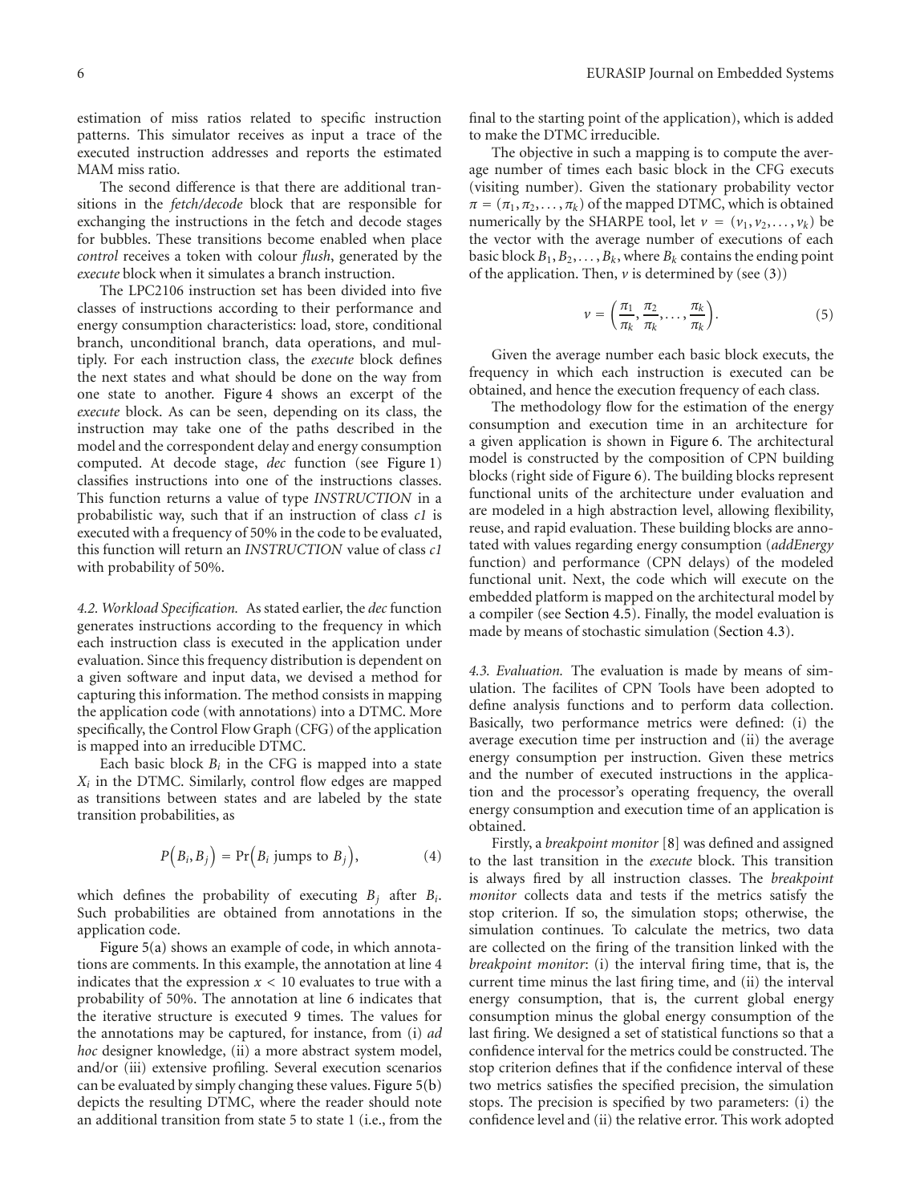estimation of miss ratios related to specific instruction patterns. This simulator receives as input a trace of the executed instruction addresses and reports the estimated MAM miss ratio.

The second difference is that there are additional transitions in the *fetch/decode* block that are responsible for exchanging the instructions in the fetch and decode stages for bubbles. These transitions become enabled when place *control* receives a token with colour *flush*, generated by the *execute* block when it simulates a branch instruction.

The LPC2106 instruction set has been divided into five classes of instructions according to their performance and energy consumption characteristics: load, store, conditional branch, unconditional branch, data operations, and multiply. For each instruction class, the *execute* block defines the next states and what should be done on the way from one state to another. Figure 4 shows an excerpt of the *execute* block. As can be seen, depending on its class, the instruction may take one of the paths described in the model and the correspondent delay and energy consumption computed. At decode stage, *dec* function (see Figure 1) classifies instructions into one of the instructions classes. This function returns a value of type *INSTRUCTION* in a probabilistic way, such that if an instruction of class *c1* is executed with a frequency of 50% in the code to be evaluated, this function will return an *INSTRUCTION* value of class *c1* with probability of 50%.

*4.2. Workload Specification.* As stated earlier, the *dec* function generates instructions according to the frequency in which each instruction class is executed in the application under evaluation. Since this frequency distribution is dependent on a given software and input data, we devised a method for capturing this information. The method consists in mapping the application code (with annotations) into a DTMC. More specifically, the Control Flow Graph (CFG) of the application is mapped into an irreducible DTMC.

Each basic block $B_i$ in the CFG is mapped into a state $X_i$ in the DTMC. Similarly, control flow edges are mapped as transitions between states and are labeled by the state transition probabilities, as

$$P\left(B_i, B_j\right) = \Pr\left(B_i \text{ jumps to } B_j\right), \tag{4}$$

which defines the probability of executing $B_j$ after $B_i$. Such probabilities are obtained from annotations in the application code.

Figure 5(a) shows an example of code, in which annotations are comments. In this example, the annotation at line 4 indicates that the expression $x < 10$ evaluates to true with a probability of 50%. The annotation at line 6 indicates that the iterative structure is executed 9 times. The values for the annotations may be captured, for instance, from (i) *ad hoc* designer knowledge, (ii) a more abstract system model, and/or (iii) extensive profiling. Several execution scenarios can be evaluated by simply changing these values. Figure 5(b) depicts the resulting DTMC, where the reader should note an additional transition from state 5 to state 1 (i.e., from the final to the starting point of the application), which is added to make the DTMC irreducible.

The objective in such a mapping is to compute the average number of times each basic block in the CFG executs (visiting number). Given the stationary probability vector $\pi = (\pi_1, \pi_2, \ldots, \pi_k)$ of the mapped DTMC, which is obtained numerically by the SHARPE tool, let $v = (v_1, v_2, \ldots, v_k)$ be the vector with the average number of executions of each basic block $B_1, B_2, \ldots, B_k$, where $B_k$ contains the ending point of the application. Then, $v$ is determined by (see (3))

$$v = \left(\frac{\pi_1}{\pi_k}, \frac{\pi_2}{\pi_k}, \ldots, \frac{\pi_k}{\pi_k}\right). \tag{5}$$

Given the average number each basic block executs, the frequency in which each instruction is executed can be obtained, and hence the execution frequency of each class.

The methodology flow for the estimation of the energy consumption and execution time in an architecture for a given application is shown in Figure 6. The architectural model is constructed by the composition of CPN building blocks (right side of Figure 6). The building blocks represent functional units of the architecture under evaluation and are modeled in a high abstraction level, allowing flexibility, reuse, and rapid evaluation. These building blocks are annotated with values regarding energy consumption (*addEnergy* function) and performance (CPN delays) of the modeled functional unit. Next, the code which will execute on the embedded platform is mapped on the architectural model by a compiler (see Section 4.5). Finally, the model evaluation is made by means of stochastic simulation (Section 4.3).

*4.3. Evaluation.* The evaluation is made by means of simulation. The facilites of CPN Tools have been adopted to define analysis functions and to perform data collection. Basically, two performance metrics were defined: (i) the average execution time per instruction and (ii) the average energy consumption per instruction. Given these metrics and the number of executed instructions in the application and the processor's operating frequency, the overall energy consumption and execution time of an application is obtained.

Firstly, a *breakpoint monitor* [8] was defined and assigned to the last transition in the *execute* block. This transition is always fired by all instruction classes. The *breakpoint monitor* collects data and tests if the metrics satisfy the stop criterion. If so, the simulation stops; otherwise, the simulation continues. To calculate the metrics, two data are collected on the firing of the transition linked with the *breakpoint monitor*: (i) the interval firing time, that is, the current time minus the last firing time, and (ii) the interval energy consumption, that is, the current global energy consumption minus the global energy consumption of the last firing. We designed a set of statistical functions so that a confidence interval for the metrics could be constructed. The stop criterion defines that if the confidence interval of these two metrics satisfies the specified precision, the simulation stops. The precision is specified by two parameters: (i) the confidence level and (ii) the relative error. This work adopted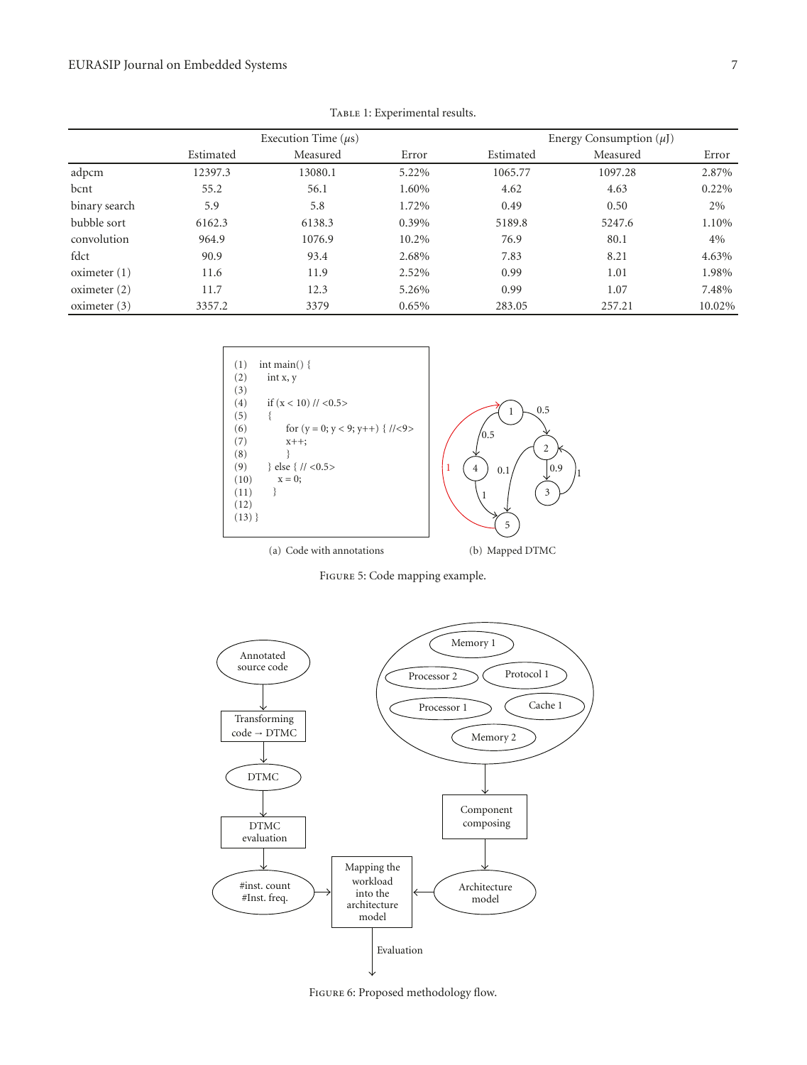Table 1: Experimental results.

| | Execution Time ($\mu$s) | | | Energy Consumption ($\mu$J) | | |
|---|---|---|---|---|---|---|
| | Estimated | Measured | Error | Estimated | Measured | Error |
| adpcm | 12397.3 | 13080.1 | 5.22% | 1065.77 | 1097.28 | 2.87% |
| bcnt | 55.2 | 56.1 | 1.60% | 4.62 | 4.63 | 0.22% |
| binary search | 5.9 | 5.8 | 1.72% | 0.49 | 0.50 | 2% |
| bubble sort | 6162.3 | 6138.3 | 0.39% | 5189.8 | 5247.6 | 1.10% |
| convolution | 964.9 | 1076.9 | 10.2% | 76.9 | 80.1 | 4% |
| fdct | 90.9 | 93.4 | 2.68% | 7.83 | 8.21 | 4.63% |
| oximeter (1) | 11.6 | 11.9 | 2.52% | 0.99 | 1.01 | 1.98% |
| oximeter (2) | 11.7 | 12.3 | 5.26% | 0.99 | 1.07 | 7.48% |
| oximeter (3) | 3357.2 | 3379 | 0.65% | 283.05 | 257.21 | 10.02% |

```
(1)   int main() {
(2)     int x, y
(3)
(4)     if (x < 10) // <0.5>
(5)     {
(6)         for (y = 0; y < 9; y++) { //<9>
(7)         x++;
(8)         }
(9)     } else { // <0.5>
(10)        x = 0;
(11)    }
(12)
(13) }
```

(a) Code with annotations

(b) Mapped DTMC

Figure 5: Code mapping example.

Figure 6: Proposed methodology flow.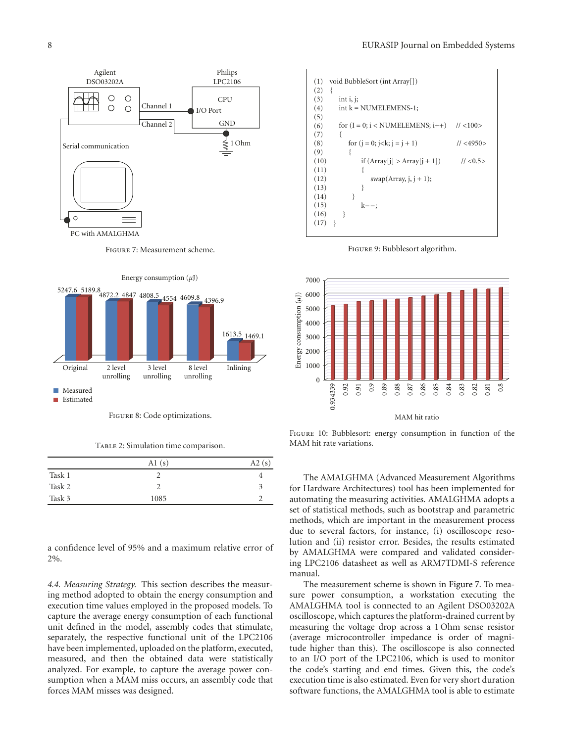Agilent DSO03202A

Philips LPC2106

CPU

Channel 1

I/O Port

Channel 2

GND

1 Ohm

Serial communication

PC with AMALGHMA

Figure 7: Measurement scheme.

Energy consumption (μJ)

5247.6 5189.8 4872.2 4847 4808.5 4554 4609.8 4396.9 1613.5 1469.1

Original

2 level unrolling

3 level unrolling

8 level unrolling

Inlining

Measured

Estimated

Figure 8: Code optimizations.

Table 2: Simulation time comparison.

| | A1 (s) | A2 (s) |
|---|---|---|
| Task 1 | 2 | 4 |
| Task 2 | 2 | 3 |
| Task 3 | 1085 | 2 |

a confidence level of 95% and a maximum relative error of 2%.

*4.4. Measuring Strategy.* This section describes the measuring method adopted to obtain the energy consumption and execution time values employed in the proposed models. To capture the average energy consumption of each functional unit defined in the model, assembly codes that stimulate, separately, the respective functional unit of the LPC2106 have been implemented, uploaded on the platform, executed, measured, and then the obtained data were statistically analyzed. For example, to capture the average power consumption when a MAM miss occurs, an assembly code that forces MAM misses was designed.

```
(1)  void BubbleSort (int Array[])
(2)  {
(3)      int i, j;
(4)      int k = NUMELEMENS-1;
(5)
(6)      for (I = 0; i < NUMELEMENS; i++)       // <100>
(7)      {
(8)          for (j = 0; j<k; j = j + 1)         // <4950>
(9)          {
(10)             if (Array[j] > Array[j + 1])     // <0.5>
(11)             {
(12)                 swap(Array, j, j + 1);
(13)             }
(14)         }
(15)             k−−;
(16)     }
(17) }
```

Figure 9: Bubblesort algorithm.

Energy consumption (μJ)

7000 6000 5000 4000 3000 2000 1000 0

0.934339 0.92 0.91 0.9 0.89 0.88 0.87 0.86 0.85 0.84 0.83 0.82 0.81 0.8

MAM hit ratio

Figure 10: Bubblesort: energy consumption in function of the MAM hit rate variations.

The AMALGHMA (Advanced Measurement Algorithms for Hardware Architectures) tool has been implemented for automating the measuring activities. AMALGHMA adopts a set of statistical methods, such as bootstrap and parametric methods, which are important in the measurement process due to several factors, for instance, (i) oscilloscope resolution and (ii) resistor error. Besides, the results estimated by AMALGHMA were compared and validated considering LPC2106 datasheet as well as ARM7TDMI-S reference manual.

The measurement scheme is shown in Figure 7. To measure power consumption, a workstation executing the AMALGHMA tool is connected to an Agilent DSO03202A oscilloscope, which captures the platform-drained current by measuring the voltage drop across a 1 Ohm sense resistor (average microcontroller impedance is order of magnitude higher than this). The oscilloscope is also connected to an I/O port of the LPC2106, which is used to monitor the code's starting and end times. Given this, the code's execution time is also estimated. Even for very short duration software functions, the AMALGHMA tool is able to estimate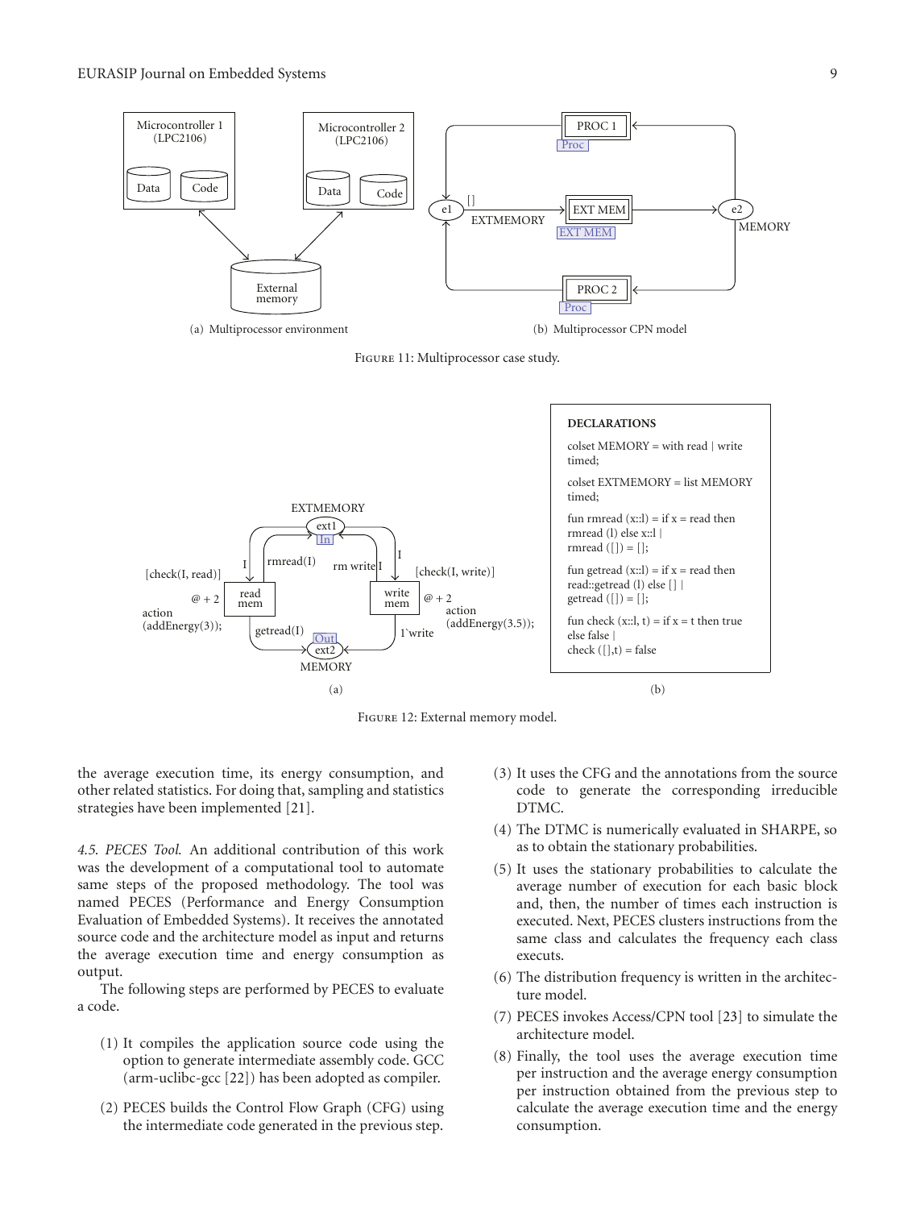Figure 11: Multiprocessor case study. (a) Multiprocessor environment (b) Multiprocessor CPN model

DECLARATIONS

```
colset MEMORY = with read | write
timed;

colset EXTMEMORY = list MEMORY
timed;

fun rmread (x::l) = if x = read then
rmread (l) else x::l |
rmread ([]) = [];

fun getread (x::l) = if x = read then
read::getread (l) else [] |
getread ([]) = [];

fun check (x::l, t) = if x = t then true
else false |
check ([],t) = false
```

Figure 12: External memory model. (a) (b)

the average execution time, its energy consumption, and other related statistics. For doing that, sampling and statistics strategies have been implemented [21].

*4.5. PECES Tool.* An additional contribution of this work was the development of a computational tool to automate same steps of the proposed methodology. The tool was named PECES (Performance and Energy Consumption Evaluation of Embedded Systems). It receives the annotated source code and the architecture model as input and returns the average execution time and energy consumption as output.

The following steps are performed by PECES to evaluate a code.

(1) It compiles the application source code using the option to generate intermediate assembly code. GCC (arm-uclibc-gcc [22]) has been adopted as compiler.

(2) PECES builds the Control Flow Graph (CFG) using the intermediate code generated in the previous step.

(3) It uses the CFG and the annotations from the source code to generate the corresponding irreducible DTMC.

(4) The DTMC is numerically evaluated in SHARPE, so as to obtain the stationary probabilities.

(5) It uses the stationary probabilities to calculate the average number of execution for each basic block and, then, the number of times each instruction is executed. Next, PECES clusters instructions from the same class and calculates the frequency each class executs.

(6) The distribution frequency is written in the architecture model.

(7) PECES invokes Access/CPN tool [23] to simulate the architecture model.

(8) Finally, the tool uses the average execution time per instruction and the average energy consumption per instruction obtained from the previous step to calculate the average execution time and the energy consumption.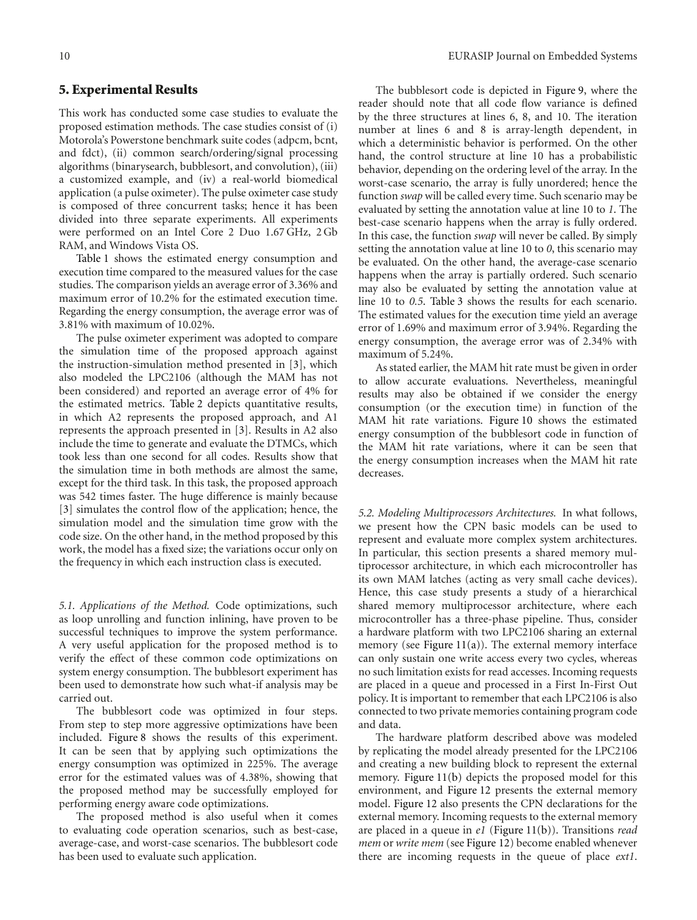## 5. Experimental Results

This work has conducted some case studies to evaluate the proposed estimation methods. The case studies consist of (i) Motorola's Powerstone benchmark suite codes (adpcm, bcnt, and fdct), (ii) common search/ordering/signal processing algorithms (binarysearch, bubblesort, and convolution), (iii) a customized example, and (iv) a real-world biomedical application (a pulse oximeter). The pulse oximeter case study is composed of three concurrent tasks; hence it has been divided into three separate experiments. All experiments were performed on an Intel Core 2 Duo 1.67 GHz, 2 Gb RAM, and Windows Vista OS.

Table 1 shows the estimated energy consumption and execution time compared to the measured values for the case studies. The comparison yields an average error of 3.36% and maximum error of 10.2% for the estimated execution time. Regarding the energy consumption, the average error was of 3.81% with maximum of 10.02%.

The pulse oximeter experiment was adopted to compare the simulation time of the proposed approach against the instruction-simulation method presented in [3], which also modeled the LPC2106 (although the MAM has not been considered) and reported an average error of 4% for the estimated metrics. Table 2 depicts quantitative results, in which A2 represents the proposed approach, and A1 represents the approach presented in [3]. Results in A2 also include the time to generate and evaluate the DTMCs, which took less than one second for all codes. Results show that the simulation time in both methods are almost the same, except for the third task. In this task, the proposed approach was 542 times faster. The huge difference is mainly because [3] simulates the control flow of the application; hence, the simulation model and the simulation time grow with the code size. On the other hand, in the method proposed by this work, the model has a fixed size; the variations occur only on the frequency in which each instruction class is executed.

*5.1. Applications of the Method.* Code optimizations, such as loop unrolling and function inlining, have proven to be successful techniques to improve the system performance. A very useful application for the proposed method is to verify the effect of these common code optimizations on system energy consumption. The bubblesort experiment has been used to demonstrate how such what-if analysis may be carried out.

The bubblesort code was optimized in four steps. From step to step more aggressive optimizations have been included. Figure 8 shows the results of this experiment. It can be seen that by applying such optimizations the energy consumption was optimized in 225%. The average error for the estimated values was of 4.38%, showing that the proposed method may be successfully employed for performing energy aware code optimizations.

The proposed method is also useful when it comes to evaluating code operation scenarios, such as best-case, average-case, and worst-case scenarios. The bubblesort code has been used to evaluate such application.

The bubblesort code is depicted in Figure 9, where the reader should note that all code flow variance is defined by the three structures at lines 6, 8, and 10. The iteration number at lines 6 and 8 is array-length dependent, in which a deterministic behavior is performed. On the other hand, the control structure at line 10 has a probabilistic behavior, depending on the ordering level of the array. In the worst-case scenario, the array is fully unordered; hence the function *swap* will be called every time. Such scenario may be evaluated by setting the annotation value at line 10 to *1*. The best-case scenario happens when the array is fully ordered. In this case, the function *swap* will never be called. By simply setting the annotation value at line 10 to *0*, this scenario may be evaluated. On the other hand, the average-case scenario happens when the array is partially ordered. Such scenario may also be evaluated by setting the annotation value at line 10 to *0.5*. Table 3 shows the results for each scenario. The estimated values for the execution time yield an average error of 1.69% and maximum error of 3.94%. Regarding the energy consumption, the average error was of 2.34% with maximum of 5.24%.

As stated earlier, the MAM hit rate must be given in order to allow accurate evaluations. Nevertheless, meaningful results may also be obtained if we consider the energy consumption (or the execution time) in function of the MAM hit rate variations. Figure 10 shows the estimated energy consumption of the bubblesort code in function of the MAM hit rate variations, where it can be seen that the energy consumption increases when the MAM hit rate decreases.

*5.2. Modeling Multiprocessors Architectures.* In what follows, we present how the CPN basic models can be used to represent and evaluate more complex system architectures. In particular, this section presents a shared memory multiprocessor architecture, in which each microcontroller has its own MAM latches (acting as very small cache devices). Hence, this case study presents a study of a hierarchical shared memory multiprocessor architecture, where each microcontroller has a three-phase pipeline. Thus, consider a hardware platform with two LPC2106 sharing an external memory (see Figure 11(a)). The external memory interface can only sustain one write access every two cycles, whereas no such limitation exists for read accesses. Incoming requests are placed in a queue and processed in a First In-First Out policy. It is important to remember that each LPC2106 is also connected to two private memories containing program code and data.

The hardware platform described above was modeled by replicating the model already presented for the LPC2106 and creating a new building block to represent the external memory. Figure 11(b) depicts the proposed model for this environment, and Figure 12 presents the external memory model. Figure 12 also presents the CPN declarations for the external memory. Incoming requests to the external memory are placed in a queue in *e1* (Figure 11(b)). Transitions *read mem* or *write mem* (see Figure 12) become enabled whenever there are incoming requests in the queue of place *ext1*.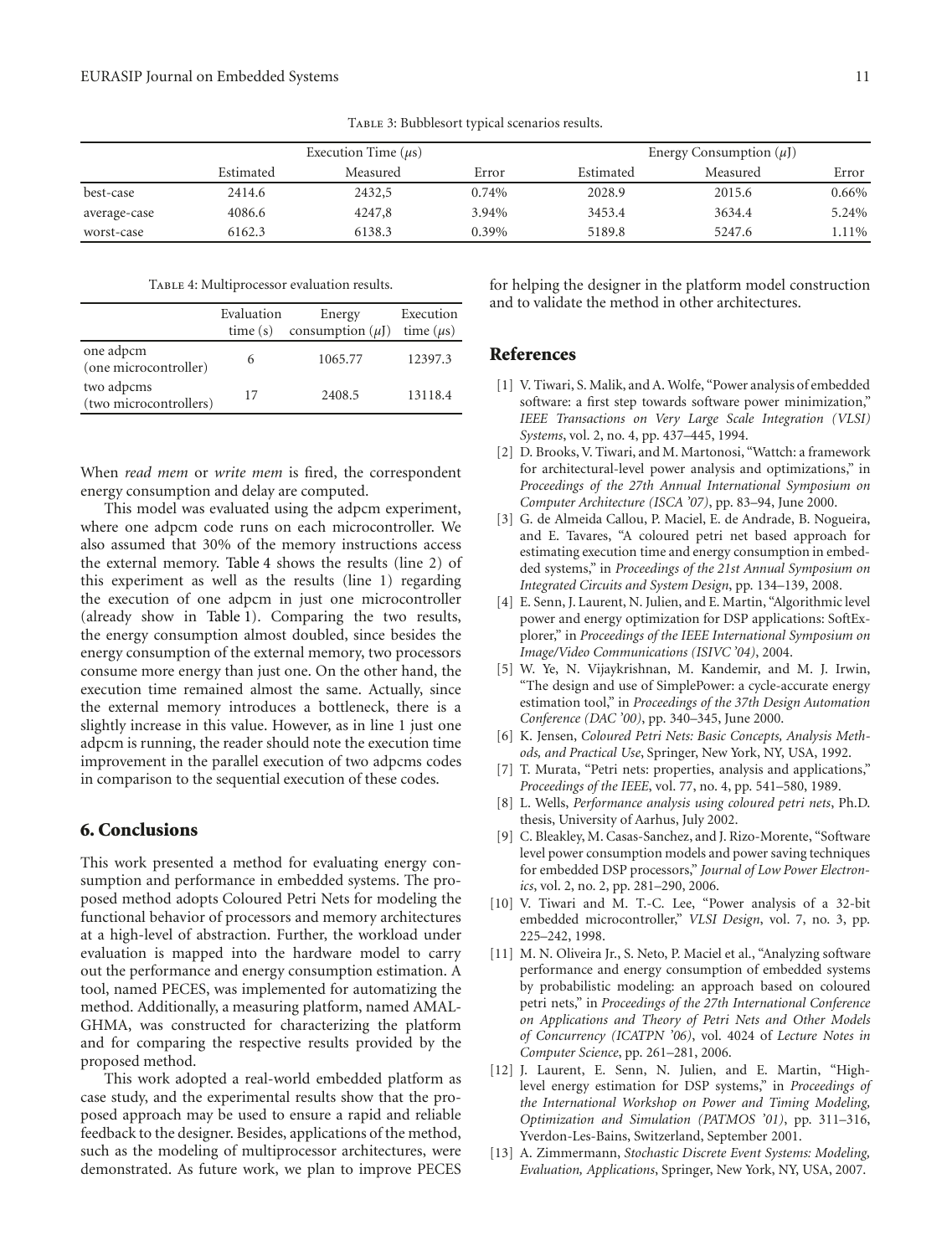Table 3: Bubblesort typical scenarios results.

| | Execution Time ($\mu$s) | | | Energy Consumption ($\mu$J) | | |
|---|---|---|---|---|---|---|
| | Estimated | Measured | Error | Estimated | Measured | Error |
| best-case | 2414.6 | 2432,5 | 0.74% | 2028.9 | 2015.6 | 0.66% |
| average-case | 4086.6 | 4247,8 | 3.94% | 3453.4 | 3634.4 | 5.24% |
| worst-case | 6162.3 | 6138.3 | 0.39% | 5189.8 | 5247.6 | 1.11% |

Table 4: Multiprocessor evaluation results.

| | Evaluation time (s) | Energy consumption ($\mu$J) | Execution time ($\mu$s) |
|---|---|---|---|
| one adpcm (one microcontroller) | 6 | 1065.77 | 12397.3 |
| two adpcms (two microcontrollers) | 17 | 2408.5 | 13118.4 |

When *read mem* or *write mem* is fired, the correspondent energy consumption and delay are computed.

This model was evaluated using the adpcm experiment, where one adpcm code runs on each microcontroller. We also assumed that 30% of the memory instructions access the external memory. Table 4 shows the results (line 2) of this experiment as well as the results (line 1) regarding the execution of one adpcm in just one microcontroller (already show in Table 1). Comparing the two results, the energy consumption almost doubled, since besides the energy consumption of the external memory, two processors consume more energy than just one. On the other hand, the execution time remained almost the same. Actually, since the external memory introduces a bottleneck, there is a slightly increase in this value. However, as in line 1 just one adpcm is running, the reader should note the execution time improvement in the parallel execution of two adpcms codes in comparison to the sequential execution of these codes.

## 6. Conclusions

This work presented a method for evaluating energy consumption and performance in embedded systems. The proposed method adopts Coloured Petri Nets for modeling the functional behavior of processors and memory architectures at a high-level of abstraction. Further, the workload under evaluation is mapped into the hardware model to carry out the performance and energy consumption estimation. A tool, named PECES, was implemented for automatizing the method. Additionally, a measuring platform, named AMALGHMA, was constructed for characterizing the platform and for comparing the respective results provided by the proposed method.

This work adopted a real-world embedded platform as case study, and the experimental results show that the proposed approach may be used to ensure a rapid and reliable feedback to the designer. Besides, applications of the method, such as the modeling of multiprocessor architectures, were demonstrated. As future work, we plan to improve PECES for helping the designer in the platform model construction and to validate the method in other architectures.

## References

[1] V. Tiwari, S. Malik, and A. Wolfe, "Power analysis of embedded software: a first step towards software power minimization," *IEEE Transactions on Very Large Scale Integration (VLSI) Systems*, vol. 2, no. 4, pp. 437–445, 1994.

[2] D. Brooks, V. Tiwari, and M. Martonosi, "Wattch: a framework for architectural-level power analysis and optimizations," in *Proceedings of the 27th Annual International Symposium on Computer Architecture (ISCA '07)*, pp. 83–94, June 2000.

[3] G. de Almeida Callou, P. Maciel, E. de Andrade, B. Nogueira, and E. Tavares, "A coloured petri net based approach for estimating execution time and energy consumption in embedded systems," in *Proceedings of the 21st Annual Symposium on Integrated Circuits and System Design*, pp. 134–139, 2008.

[4] E. Senn, J. Laurent, N. Julien, and E. Martin, "Algorithmic level power and energy optimization for DSP applications: SoftExplorer," in *Proceedings of the IEEE International Symposium on Image/Video Communications (ISIVC '04)*, 2004.

[5] W. Ye, N. Vijaykrishnan, M. Kandemir, and M. J. Irwin, "The design and use of SimplePower: a cycle-accurate energy estimation tool," in *Proceedings of the 37th Design Automation Conference (DAC '00)*, pp. 340–345, June 2000.

[6] K. Jensen, *Coloured Petri Nets: Basic Concepts, Analysis Methods, and Practical Use*, Springer, New York, NY, USA, 1992.

[7] T. Murata, "Petri nets: properties, analysis and applications," *Proceedings of the IEEE*, vol. 77, no. 4, pp. 541–580, 1989.

[8] L. Wells, *Performance analysis using coloured petri nets*, Ph.D. thesis, University of Aarhus, July 2002.

[9] C. Bleakley, M. Casas-Sanchez, and J. Rizo-Morente, "Software level power consumption models and power saving techniques for embedded DSP processors," *Journal of Low Power Electronics*, vol. 2, no. 2, pp. 281–290, 2006.

[10] V. Tiwari and M. T.-C. Lee, "Power analysis of a 32-bit embedded microcontroller," *VLSI Design*, vol. 7, no. 3, pp. 225–242, 1998.

[11] M. N. Oliveira Jr., S. Neto, P. Maciel et al., "Analyzing software performance and energy consumption of embedded systems by probabilistic modeling: an approach based on coloured petri nets," in *Proceedings of the 27th International Conference on Applications and Theory of Petri Nets and Other Models of Concurrency (ICATPN '06)*, vol. 4024 of *Lecture Notes in Computer Science*, pp. 261–281, 2006.

[12] J. Laurent, E. Senn, N. Julien, and E. Martin, "High-level energy estimation for DSP systems," in *Proceedings of the International Workshop on Power and Timing Modeling, Optimization and Simulation (PATMOS '01)*, pp. 311–316, Yverdon-Les-Bains, Switzerland, September 2001.

[13] A. Zimmermann, *Stochastic Discrete Event Systems: Modeling, Evaluation, Applications*, Springer, New York, NY, USA, 2007.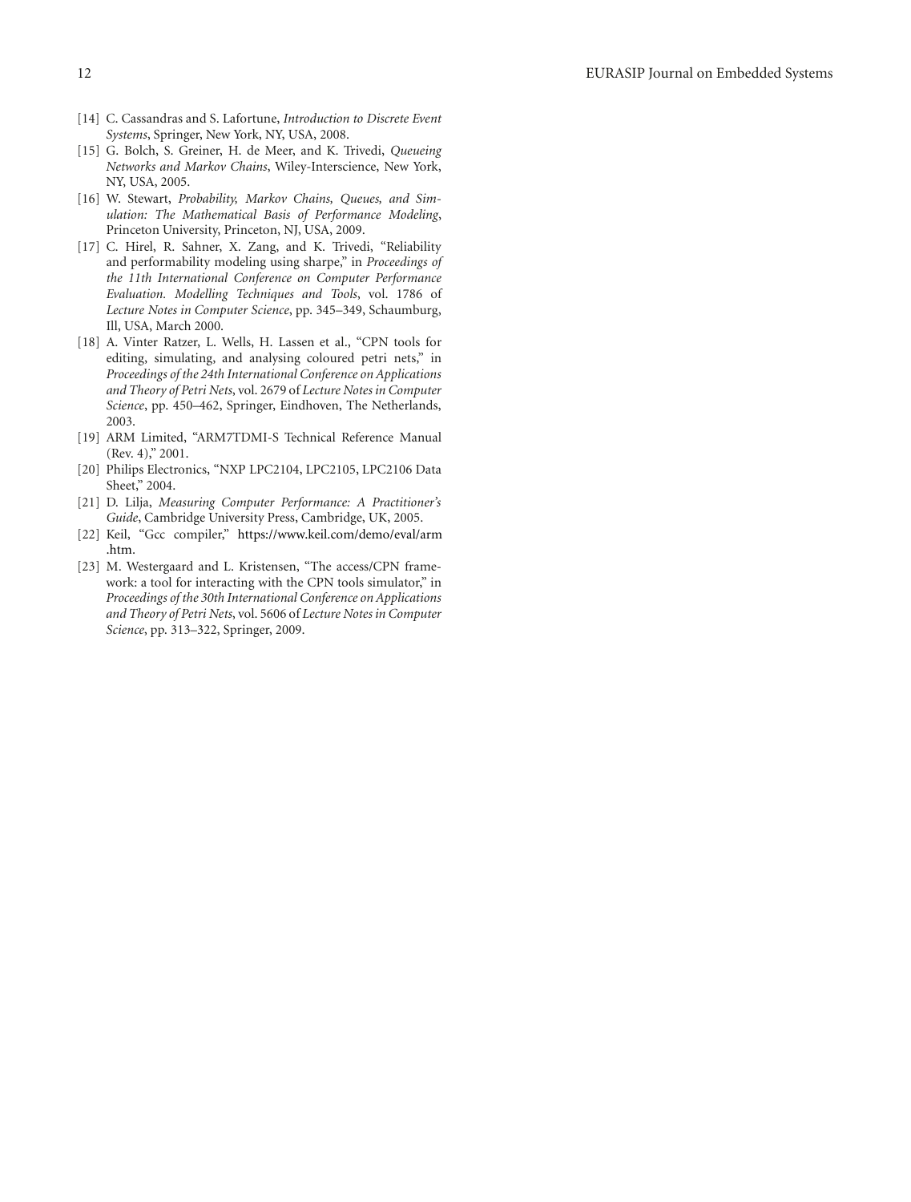[14] C. Cassandras and S. Lafortune, *Introduction to Discrete Event Systems*, Springer, New York, NY, USA, 2008.

[15] G. Bolch, S. Greiner, H. de Meer, and K. Trivedi, *Queueing Networks and Markov Chains*, Wiley-Interscience, New York, NY, USA, 2005.

[16] W. Stewart, *Probability, Markov Chains, Queues, and Simulation: The Mathematical Basis of Performance Modeling*, Princeton University, Princeton, NJ, USA, 2009.

[17] C. Hirel, R. Sahner, X. Zang, and K. Trivedi, "Reliability and performability modeling using sharpe," in *Proceedings of the 11th International Conference on Computer Performance Evaluation. Modelling Techniques and Tools*, vol. 1786 of *Lecture Notes in Computer Science*, pp. 345–349, Schaumburg, Ill, USA, March 2000.

[18] A. Vinter Ratzer, L. Wells, H. Lassen et al., "CPN tools for editing, simulating, and analysing coloured petri nets," in *Proceedings of the 24th International Conference on Applications and Theory of Petri Nets*, vol. 2679 of *Lecture Notes in Computer Science*, pp. 450–462, Springer, Eindhoven, The Netherlands, 2003.

[19] ARM Limited, "ARM7TDMI-S Technical Reference Manual (Rev. 4)," 2001.

[20] Philips Electronics, "NXP LPC2104, LPC2105, LPC2106 Data Sheet," 2004.

[21] D. Lilja, *Measuring Computer Performance: A Practitioner's Guide*, Cambridge University Press, Cambridge, UK, 2005.

[22] Keil, "Gcc compiler," https://www.keil.com/demo/eval/arm.htm.

[23] M. Westergaard and L. Kristensen, "The access/CPN framework: a tool for interacting with the CPN tools simulator," in *Proceedings of the 30th International Conference on Applications and Theory of Petri Nets*, vol. 5606 of *Lecture Notes in Computer Science*, pp. 313–322, Springer, 2009.